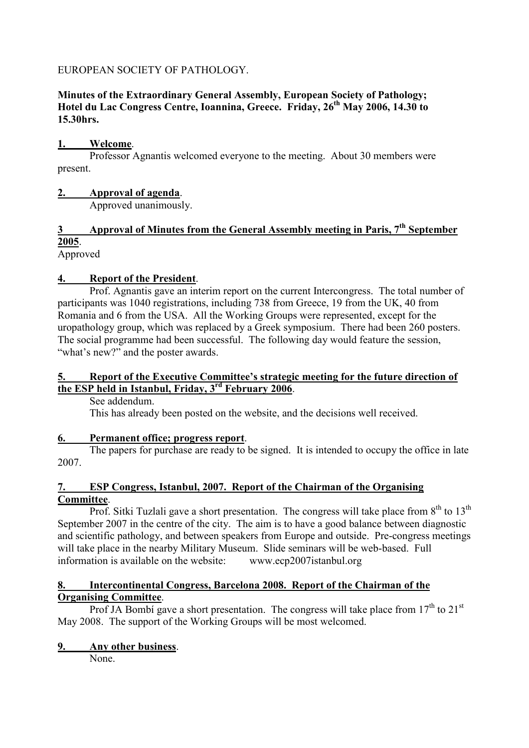EUROPEAN SOCIETY OF PATHOLOGY.

**Minutes of the Extraordinary General Assembly, European Society of Pathology; Hotel du Lac Congress Centre, Ioannina, Greece. Friday, 26th May 2006, 14.30 to 15.30hrs.**

**1. Welcome**.

Professor Agnantis welcomed everyone to the meeting. About 30 members were present.

**2. Approval of agenda**.

Approved unanimously.

**3 Approval of Minutes from the General Assembly meeting in Paris, 7th September 2005**.

Approved

**4. Report of the President**.

Prof. Agnantis gave an interim report on the current Intercongress. The total number of participants was 1040 registrations, including 738 from Greece, 19 from the UK, 40 from Romania and 6 from the USA. All the Working Groups were represented, except for the uropathology group, which was replaced by a Greek symposium. There had been 260 posters. The social programme had been successful. The following day would feature the session, "what's new?" and the poster awards.

**5. Report of the Executive Committee's strategic meeting for the future direction of the ESP held in Istanbul, Friday, 3rd February 2006**.

See addendum.

This has already been posted on the website, and the decisions well received.

**6. Permanent office; progress report**.

The papers for purchase are ready to be signed. It is intended to occupy the office in late 2007.

**7. ESP Congress, Istanbul, 2007. Report of the Chairman of the Organising Committee**.

Prof. Sitki Tuzlali gave a short presentation. The congress will take place from 8th to 13th September 2007 in the centre of the city. The aim is to have a good balance between diagnostic and scientific pathology, and between speakers from Europe and outside. Pre-congress meetings will take place in the nearby Military Museum. Slide seminars will be web-based. Full information is available on the website: www.ecp2007istanbul.org

**8. Intercontinental Congress, Barcelona 2008. Report of the Chairman of the Organising Committee**.

Prof JA Bombí gave a short presentation. The congress will take place from 17th to 21st May 2008. The support of the Working Groups will be most welcomed.

**9. Any other business**.

None.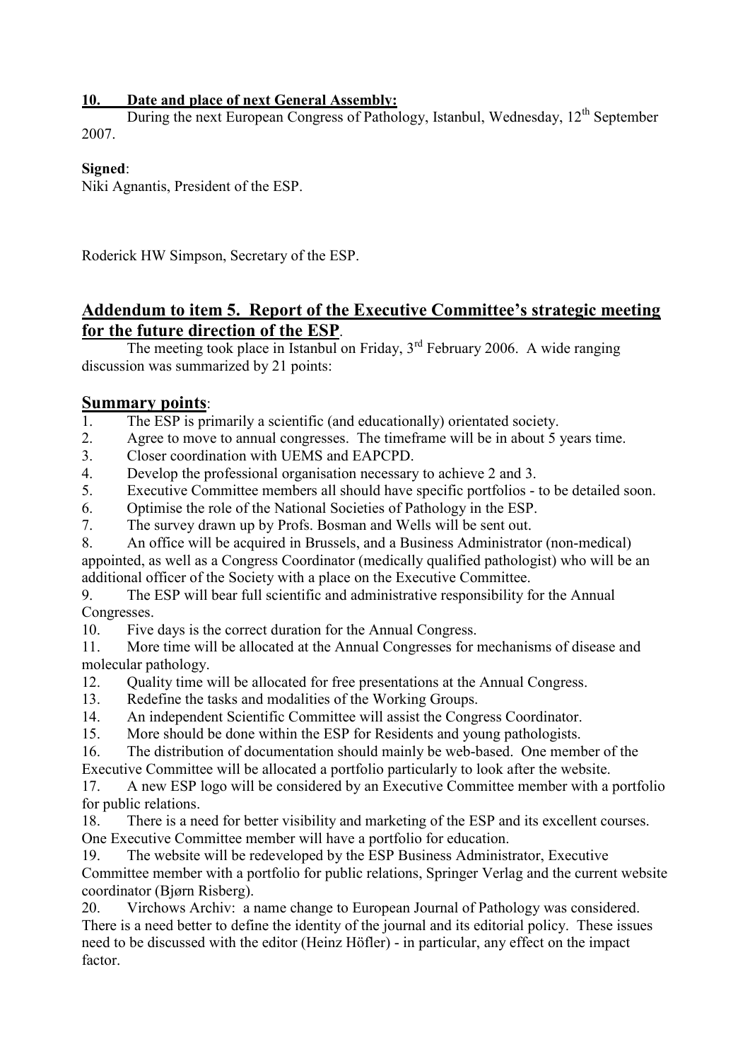**10. Date and place of next General Assembly:**

During the next European Congress of Pathology, Istanbul, Wednesday, 12th September 2007.

**Signed**:

Niki Agnantis, President of the ESP.

Roderick HW Simpson, Secretary of the ESP.

## Addendum to item 5. Report of the Executive Committee's strategic meeting for the future direction of the ESP.

The meeting took place in Istanbul on Friday, 3rd February 2006. A wide ranging discussion was summarized by 21 points:

## Summary points:

1. The ESP is primarily a scientific (and educationally) orientated society.
2. Agree to move to annual congresses. The timeframe will be in about 5 years time.
3. Closer coordination with UEMS and EAPCPD.
4. Develop the professional organisation necessary to achieve 2 and 3.
5. Executive Committee members all should have specific portfolios - to be detailed soon.
6. Optimise the role of the National Societies of Pathology in the ESP.
7. The survey drawn up by Profs. Bosman and Wells will be sent out.
8. An office will be acquired in Brussels, and a Business Administrator (non-medical) appointed, as well as a Congress Coordinator (medically qualified pathologist) who will be an additional officer of the Society with a place on the Executive Committee.
9. The ESP will bear full scientific and administrative responsibility for the Annual Congresses.
10. Five days is the correct duration for the Annual Congress.
11. More time will be allocated at the Annual Congresses for mechanisms of disease and molecular pathology.
12. Quality time will be allocated for free presentations at the Annual Congress.
13. Redefine the tasks and modalities of the Working Groups.
14. An independent Scientific Committee will assist the Congress Coordinator.
15. More should be done within the ESP for Residents and young pathologists.
16. The distribution of documentation should mainly be web-based. One member of the Executive Committee will be allocated a portfolio particularly to look after the website.
17. A new ESP logo will be considered by an Executive Committee member with a portfolio for public relations.
18. There is a need for better visibility and marketing of the ESP and its excellent courses. One Executive Committee member will have a portfolio for education.
19. The website will be redeveloped by the ESP Business Administrator, Executive Committee member with a portfolio for public relations, Springer Verlag and the current website coordinator (Bjørn Risberg).
20. Virchows Archiv: a name change to European Journal of Pathology was considered. There is a need better to define the identity of the journal and its editorial policy. These issues need to be discussed with the editor (Heinz Höfler) - in particular, any effect on the impact factor.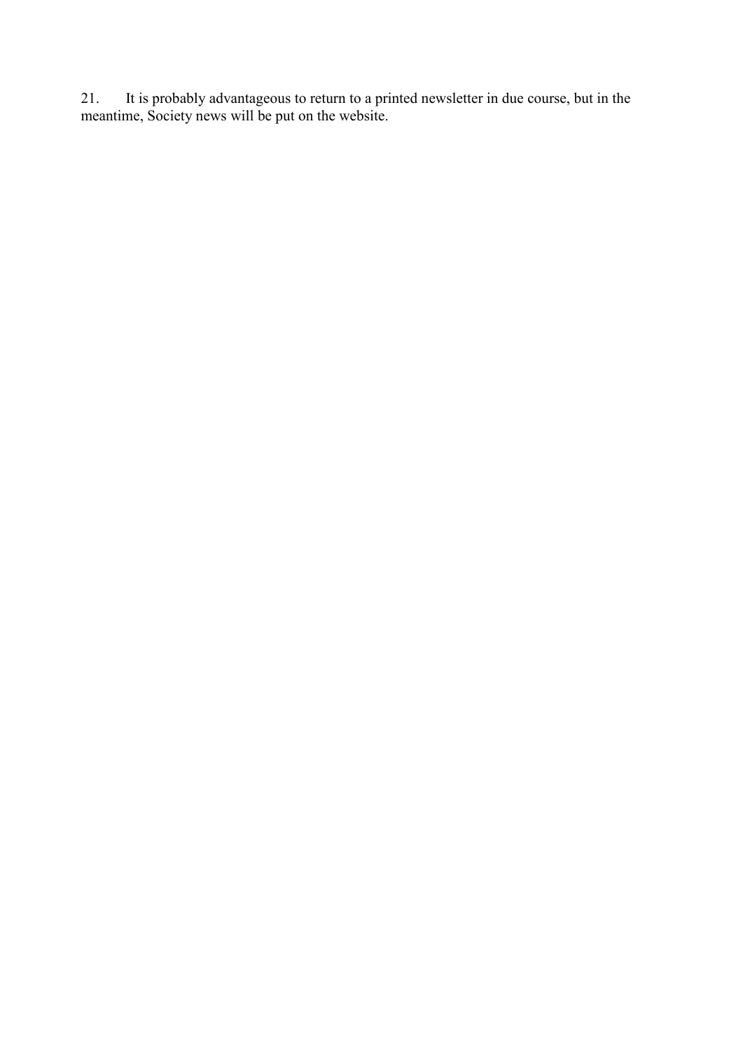21. It is probably advantageous to return to a printed newsletter in due course, but in the meantime, Society news will be put on the website.